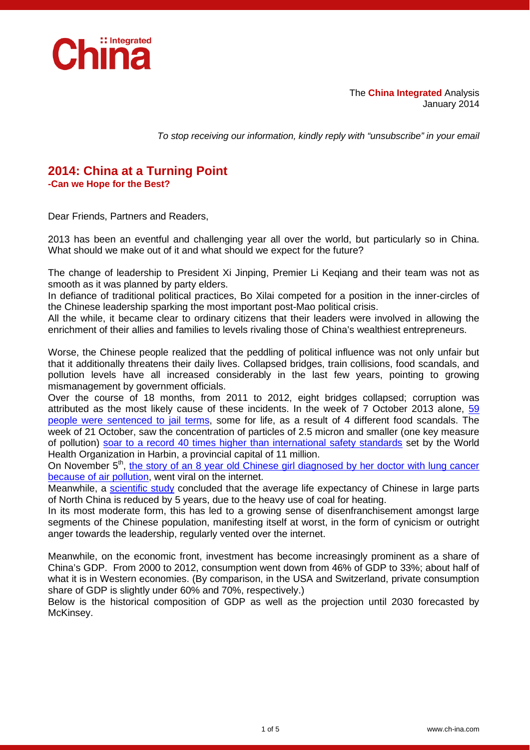The **China Integrated** Analysis
January 2014

*To stop receiving our information, kindly reply with "unsubscribe" in your email*

# 2014: China at a Turning Point

**-Can we Hope for the Best?**

Dear Friends, Partners and Readers,

2013 has been an eventful and challenging year all over the world, but particularly so in China. What should we make out of it and what should we expect for the future?

The change of leadership to President Xi Jinping, Premier Li Keqiang and their team was not as smooth as it was planned by party elders.
In defiance of traditional political practices, Bo Xilai competed for a position in the inner-circles of the Chinese leadership sparking the most important post-Mao political crisis.
All the while, it became clear to ordinary citizens that their leaders were involved in allowing the enrichment of their allies and families to levels rivaling those of China's wealthiest entrepreneurs.

Worse, the Chinese people realized that the peddling of political influence was not only unfair but that it additionally threatens their daily lives. Collapsed bridges, train collisions, food scandals, and pollution levels have all increased considerably in the last few years, pointing to growing mismanagement by government officials.
Over the course of 18 months, from 2011 to 2012, eight bridges collapsed; corruption was attributed as the most likely cause of these incidents. In the week of 7 October 2013 alone, 59 people were sentenced to jail terms, some for life, as a result of 4 different food scandals. The week of 21 October, saw the concentration of particles of 2.5 micron and smaller (one key measure of pollution) soar to a record 40 times higher than international safety standards set by the World Health Organization in Harbin, a provincial capital of 11 million.
On November 5th, the story of an 8 year old Chinese girl diagnosed by her doctor with lung cancer because of air pollution, went viral on the internet.
Meanwhile, a scientific study concluded that the average life expectancy of Chinese in large parts of North China is reduced by 5 years, due to the heavy use of coal for heating.
In its most moderate form, this has led to a growing sense of disenfranchisement amongst large segments of the Chinese population, manifesting itself at worst, in the form of cynicism or outright anger towards the leadership, regularly vented over the internet.

Meanwhile, on the economic front, investment has become increasingly prominent as a share of China's GDP. From 2000 to 2012, consumption went down from 46% of GDP to 33%; about half of what it is in Western economies. (By comparison, in the USA and Switzerland, private consumption share of GDP is slightly under 60% and 70%, respectively.)
Below is the historical composition of GDP as well as the projection until 2030 forecasted by McKinsey.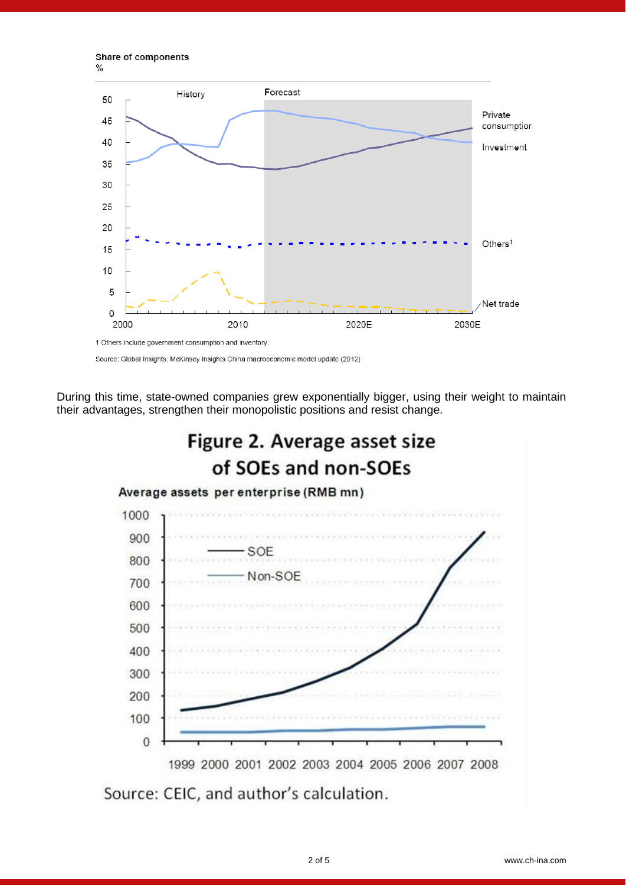Share of components
%

1 Others include government consumption and inventory.

Source: Global Insights; McKinsey Insights China macroeconomic model update (2012)

During this time, state-owned companies grew exponentially bigger, using their weight to maintain their advantages, strengthen their monopolistic positions and resist change.

## Figure 2. Average asset size of SOEs and non-SOEs

Average assets per enterprise (RMB mn)

Source: CEIC, and author's calculation.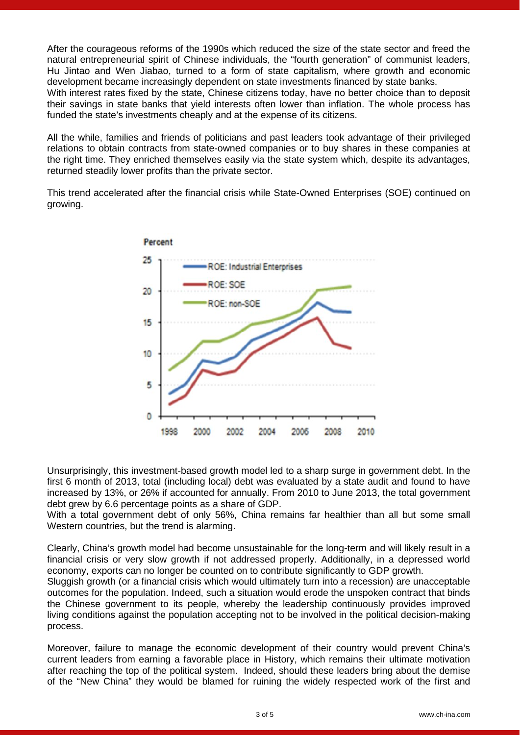After the courageous reforms of the 1990s which reduced the size of the state sector and freed the natural entrepreneurial spirit of Chinese individuals, the "fourth generation" of communist leaders, Hu Jintao and Wen Jiabao, turned to a form of state capitalism, where growth and economic development became increasingly dependent on state investments financed by state banks.
With interest rates fixed by the state, Chinese citizens today, have no better choice than to deposit their savings in state banks that yield interests often lower than inflation. The whole process has funded the state's investments cheaply and at the expense of its citizens.

All the while, families and friends of politicians and past leaders took advantage of their privileged relations to obtain contracts from state-owned companies or to buy shares in these companies at the right time. They enriched themselves easily via the state system which, despite its advantages, returned steadily lower profits than the private sector.

This trend accelerated after the financial crisis while State-Owned Enterprises (SOE) continued on growing.

Unsurprisingly, this investment-based growth model led to a sharp surge in government debt. In the first 6 month of 2013, total (including local) debt was evaluated by a state audit and found to have increased by 13%, or 26% if accounted for annually. From 2010 to June 2013, the total government debt grew by 6.6 percentage points as a share of GDP.
With a total government debt of only 56%, China remains far healthier than all but some small Western countries, but the trend is alarming.

Clearly, China's growth model had become unsustainable for the long-term and will likely result in a financial crisis or very slow growth if not addressed properly. Additionally, in a depressed world economy, exports can no longer be counted on to contribute significantly to GDP growth.
Sluggish growth (or a financial crisis which would ultimately turn into a recession) are unacceptable outcomes for the population. Indeed, such a situation would erode the unspoken contract that binds the Chinese government to its people, whereby the leadership continuously provides improved living conditions against the population accepting not to be involved in the political decision-making process.

Moreover, failure to manage the economic development of their country would prevent China's current leaders from earning a favorable place in History, which remains their ultimate motivation after reaching the top of the political system. Indeed, should these leaders bring about the demise of the "New China" they would be blamed for ruining the widely respected work of the first and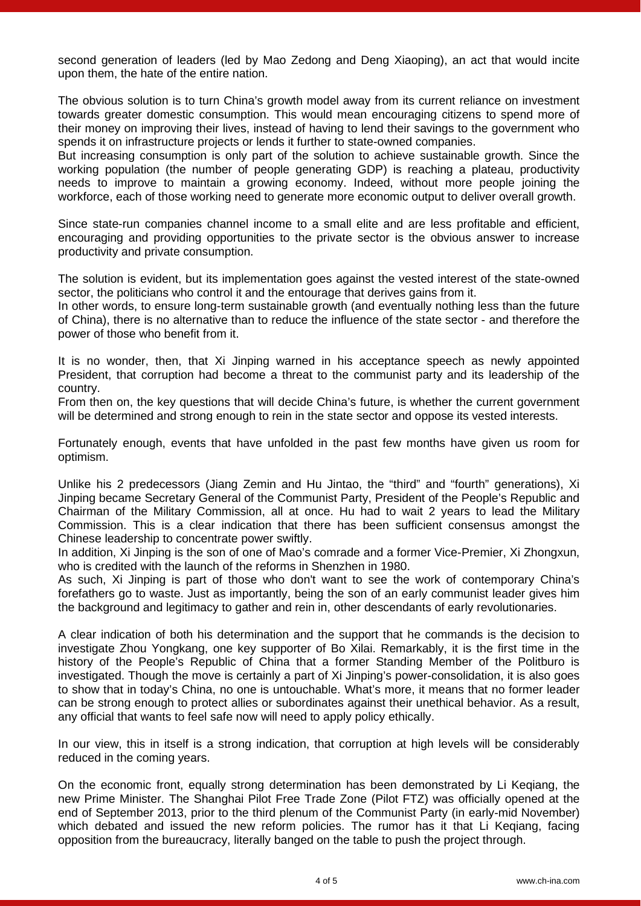second generation of leaders (led by Mao Zedong and Deng Xiaoping), an act that would incite upon them, the hate of the entire nation.

The obvious solution is to turn China's growth model away from its current reliance on investment towards greater domestic consumption. This would mean encouraging citizens to spend more of their money on improving their lives, instead of having to lend their savings to the government who spends it on infrastructure projects or lends it further to state-owned companies.
But increasing consumption is only part of the solution to achieve sustainable growth. Since the working population (the number of people generating GDP) is reaching a plateau, productivity needs to improve to maintain a growing economy. Indeed, without more people joining the workforce, each of those working need to generate more economic output to deliver overall growth.

Since state-run companies channel income to a small elite and are less profitable and efficient, encouraging and providing opportunities to the private sector is the obvious answer to increase productivity and private consumption.

The solution is evident, but its implementation goes against the vested interest of the state-owned sector, the politicians who control it and the entourage that derives gains from it.
In other words, to ensure long-term sustainable growth (and eventually nothing less than the future of China), there is no alternative than to reduce the influence of the state sector - and therefore the power of those who benefit from it.

It is no wonder, then, that Xi Jinping warned in his acceptance speech as newly appointed President, that corruption had become a threat to the communist party and its leadership of the country.
From then on, the key questions that will decide China's future, is whether the current government will be determined and strong enough to rein in the state sector and oppose its vested interests.

Fortunately enough, events that have unfolded in the past few months have given us room for optimism.

Unlike his 2 predecessors (Jiang Zemin and Hu Jintao, the "third" and "fourth" generations), Xi Jinping became Secretary General of the Communist Party, President of the People's Republic and Chairman of the Military Commission, all at once. Hu had to wait 2 years to lead the Military Commission. This is a clear indication that there has been sufficient consensus amongst the Chinese leadership to concentrate power swiftly.
In addition, Xi Jinping is the son of one of Mao's comrade and a former Vice-Premier, Xi Zhongxun, who is credited with the launch of the reforms in Shenzhen in 1980.
As such, Xi Jinping is part of those who don't want to see the work of contemporary China's forefathers go to waste. Just as importantly, being the son of an early communist leader gives him the background and legitimacy to gather and rein in, other descendants of early revolutionaries.

A clear indication of both his determination and the support that he commands is the decision to investigate Zhou Yongkang, one key supporter of Bo Xilai. Remarkably, it is the first time in the history of the People's Republic of China that a former Standing Member of the Politburo is investigated. Though the move is certainly a part of Xi Jinping's power-consolidation, it is also goes to show that in today's China, no one is untouchable. What's more, it means that no former leader can be strong enough to protect allies or subordinates against their unethical behavior. As a result, any official that wants to feel safe now will need to apply policy ethically.

In our view, this in itself is a strong indication, that corruption at high levels will be considerably reduced in the coming years.

On the economic front, equally strong determination has been demonstrated by Li Keqiang, the new Prime Minister. The Shanghai Pilot Free Trade Zone (Pilot FTZ) was officially opened at the end of September 2013, prior to the third plenum of the Communist Party (in early-mid November) which debated and issued the new reform policies. The rumor has it that Li Keqiang, facing opposition from the bureaucracy, literally banged on the table to push the project through.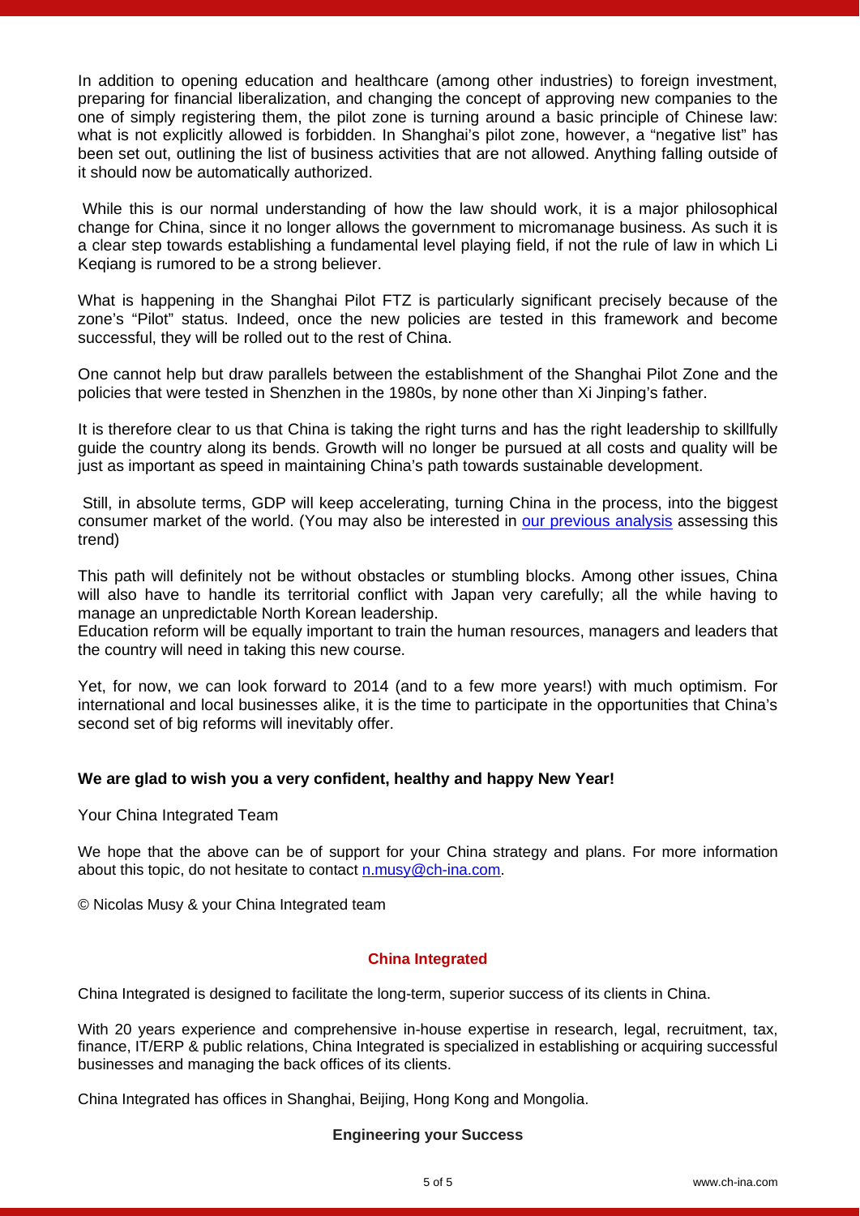In addition to opening education and healthcare (among other industries) to foreign investment, preparing for financial liberalization, and changing the concept of approving new companies to the one of simply registering them, the pilot zone is turning around a basic principle of Chinese law: what is not explicitly allowed is forbidden. In Shanghai's pilot zone, however, a "negative list" has been set out, outlining the list of business activities that are not allowed. Anything falling outside of it should now be automatically authorized.

While this is our normal understanding of how the law should work, it is a major philosophical change for China, since it no longer allows the government to micromanage business. As such it is a clear step towards establishing a fundamental level playing field, if not the rule of law in which Li Keqiang is rumored to be a strong believer.

What is happening in the Shanghai Pilot FTZ is particularly significant precisely because of the zone's "Pilot" status. Indeed, once the new policies are tested in this framework and become successful, they will be rolled out to the rest of China.

One cannot help but draw parallels between the establishment of the Shanghai Pilot Zone and the policies that were tested in Shenzhen in the 1980s, by none other than Xi Jinping's father.

It is therefore clear to us that China is taking the right turns and has the right leadership to skillfully guide the country along its bends. Growth will no longer be pursued at all costs and quality will be just as important as speed in maintaining China's path towards sustainable development.

Still, in absolute terms, GDP will keep accelerating, turning China in the process, into the biggest consumer market of the world. (You may also be interested in our previous analysis assessing this trend)

This path will definitely not be without obstacles or stumbling blocks. Among other issues, China will also have to handle its territorial conflict with Japan very carefully; all the while having to manage an unpredictable North Korean leadership.
Education reform will be equally important to train the human resources, managers and leaders that the country will need in taking this new course.

Yet, for now, we can look forward to 2014 (and to a few more years!) with much optimism. For international and local businesses alike, it is the time to participate in the opportunities that China's second set of big reforms will inevitably offer.

**We are glad to wish you a very confident, healthy and happy New Year!**

Your China Integrated Team

We hope that the above can be of support for your China strategy and plans. For more information about this topic, do not hesitate to contact n.musy@ch-ina.com.

© Nicolas Musy & your China Integrated team

**China Integrated**

China Integrated is designed to facilitate the long-term, superior success of its clients in China.

With 20 years experience and comprehensive in-house expertise in research, legal, recruitment, tax, finance, IT/ERP & public relations, China Integrated is specialized in establishing or acquiring successful businesses and managing the back offices of its clients.

China Integrated has offices in Shanghai, Beijing, Hong Kong and Mongolia.

**Engineering your Success**